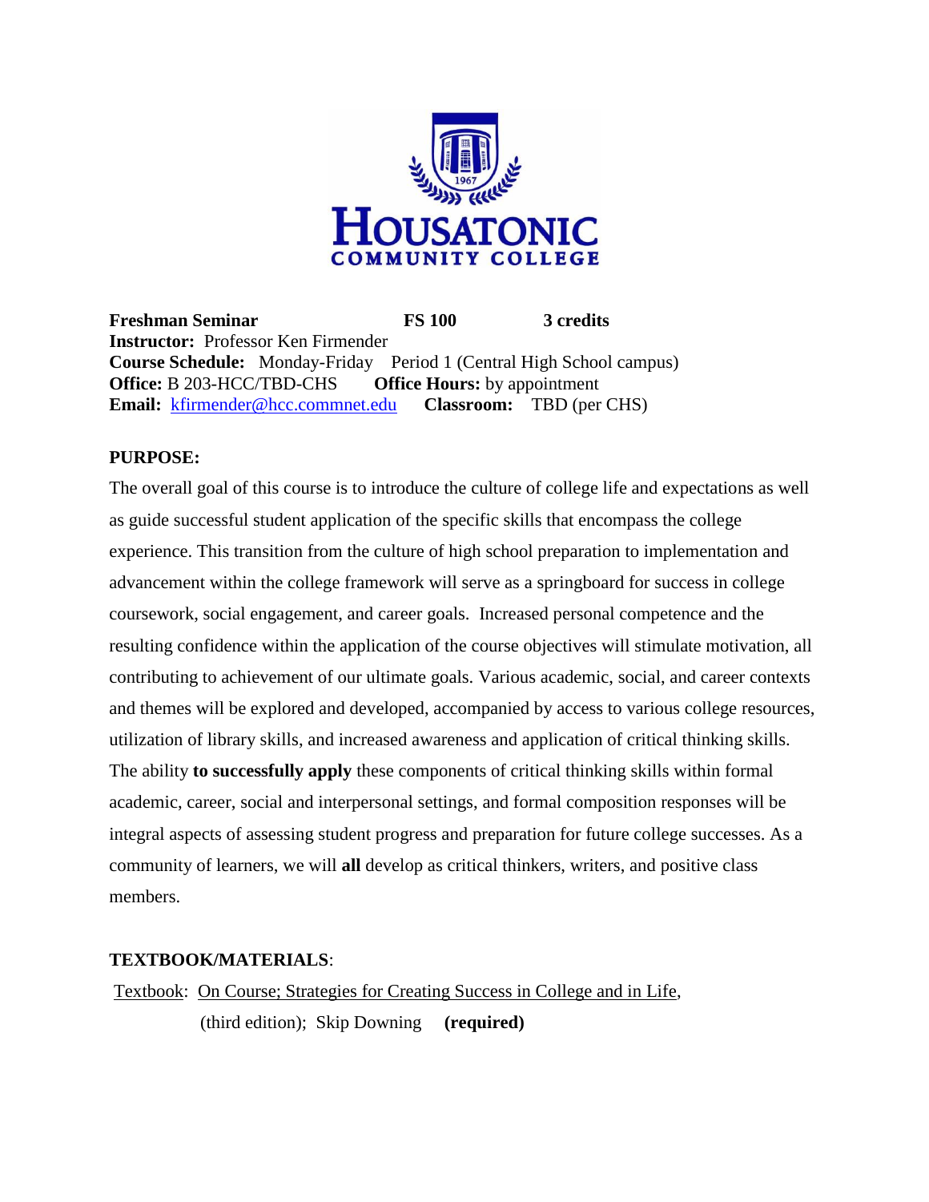# HOUSATONIC COMMUNITY COLLEGE

**Freshman Seminar** **FS 100** **3 credits**
**Instructor:** Professor Ken Firmender
**Course Schedule:** Monday-Friday Period 1 (Central High School campus)
**Office:** B 203-HCC/TBD-CHS **Office Hours:** by appointment
**Email:** kfirmender@hcc.commnet.edu **Classroom:** TBD (per CHS)

## PURPOSE:

The overall goal of this course is to introduce the culture of college life and expectations as well as guide successful student application of the specific skills that encompass the college experience. This transition from the culture of high school preparation to implementation and advancement within the college framework will serve as a springboard for success in college coursework, social engagement, and career goals. Increased personal competence and the resulting confidence within the application of the course objectives will stimulate motivation, all contributing to achievement of our ultimate goals. Various academic, social, and career contexts and themes will be explored and developed, accompanied by access to various college resources, utilization of library skills, and increased awareness and application of critical thinking skills. The ability **to successfully apply** these components of critical thinking skills within formal academic, career, social and interpersonal settings, and formal composition responses will be integral aspects of assessing student progress and preparation for future college successes. As a community of learners, we will **all** develop as critical thinkers, writers, and positive class members.

## TEXTBOOK/MATERIALS:

Textbook: On Course; Strategies for Creating Success in College and in Life, (third edition); Skip Downing **(required)**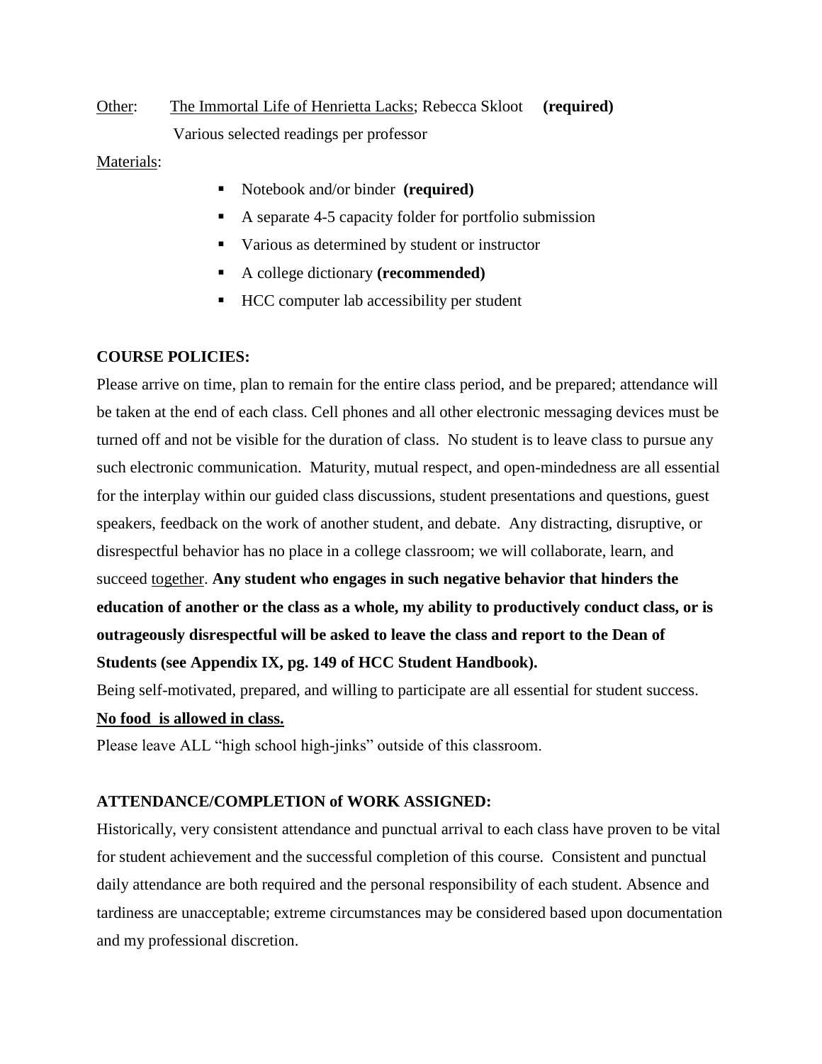<u>Other</u>: <u>The Immortal Life of Henrietta Lacks</u>; Rebecca Skloot **(required)**
Various selected readings per professor

<u>Materials</u>:

- Notebook and/or binder **(required)**
- A separate 4-5 capacity folder for portfolio submission
- Various as determined by student or instructor
- A college dictionary **(recommended)**
- HCC computer lab accessibility per student

**COURSE POLICIES:**

Please arrive on time, plan to remain for the entire class period, and be prepared; attendance will be taken at the end of each class. Cell phones and all other electronic messaging devices must be turned off and not be visible for the duration of class. No student is to leave class to pursue any such electronic communication. Maturity, mutual respect, and open-mindedness are all essential for the interplay within our guided class discussions, student presentations and questions, guest speakers, feedback on the work of another student, and debate. Any distracting, disruptive, or disrespectful behavior has no place in a college classroom; we will collaborate, learn, and succeed <u>together</u>. **Any student who engages in such negative behavior that hinders the education of another or the class as a whole, my ability to productively conduct class, or is outrageously disrespectful will be asked to leave the class and report to the Dean of Students (see Appendix IX, pg. 149 of HCC Student Handbook).**

Being self-motivated, prepared, and willing to participate are all essential for student success.

**<u>No food is allowed in class.</u>**

Please leave ALL "high school high-jinks" outside of this classroom.

**ATTENDANCE/COMPLETION of WORK ASSIGNED:**

Historically, very consistent attendance and punctual arrival to each class have proven to be vital for student achievement and the successful completion of this course. Consistent and punctual daily attendance are both required and the personal responsibility of each student. Absence and tardiness are unacceptable; extreme circumstances may be considered based upon documentation and my professional discretion.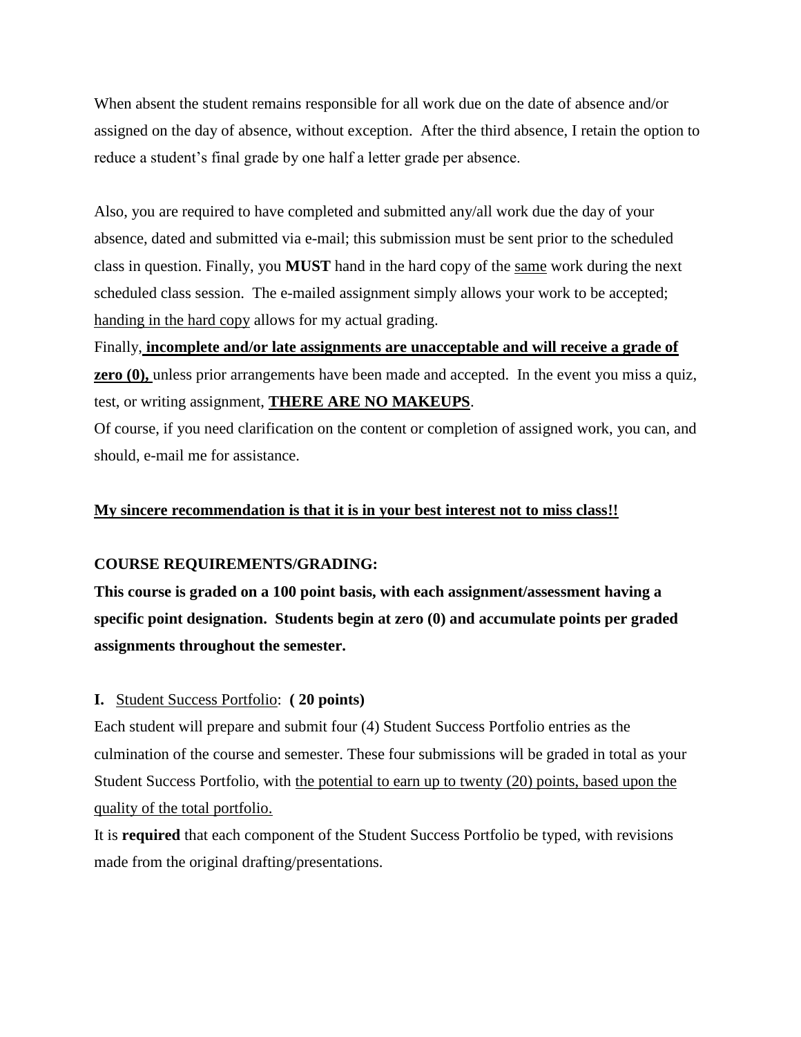When absent the student remains responsible for all work due on the date of absence and/or assigned on the day of absence, without exception. After the third absence, I retain the option to reduce a student's final grade by one half a letter grade per absence.

Also, you are required to have completed and submitted any/all work due the day of your absence, dated and submitted via e-mail; this submission must be sent prior to the scheduled class in question. Finally, you **MUST** hand in the hard copy of the same work during the next scheduled class session. The e-mailed assignment simply allows your work to be accepted; handing in the hard copy allows for my actual grading.

Finally, **incomplete and/or late assignments are unacceptable and will receive a grade of zero (0),** unless prior arrangements have been made and accepted. In the event you miss a quiz, test, or writing assignment, **THERE ARE NO MAKEUPS**.

Of course, if you need clarification on the content or completion of assigned work, you can, and should, e-mail me for assistance.

**My sincere recommendation is that it is in your best interest not to miss class!!**

**COURSE REQUIREMENTS/GRADING:**

**This course is graded on a 100 point basis, with each assignment/assessment having a specific point designation. Students begin at zero (0) and accumulate points per graded assignments throughout the semester.**

**I.** Student Success Portfolio: **( 20 points)**

Each student will prepare and submit four (4) Student Success Portfolio entries as the culmination of the course and semester. These four submissions will be graded in total as your Student Success Portfolio, with the potential to earn up to twenty (20) points, based upon the quality of the total portfolio.

It is **required** that each component of the Student Success Portfolio be typed, with revisions made from the original drafting/presentations.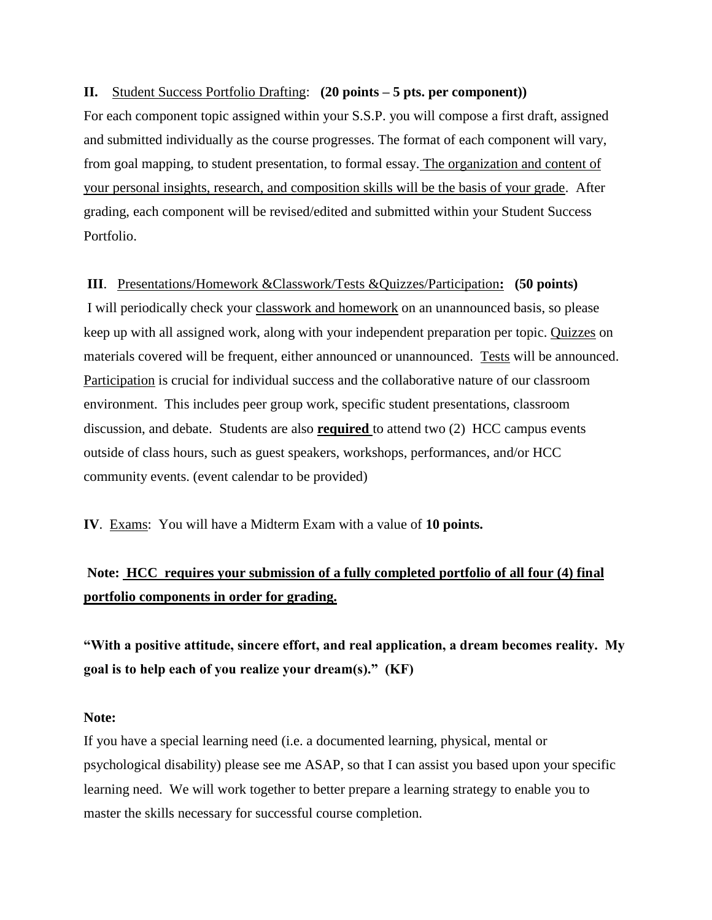**II.** Student Success Portfolio Drafting: **(20 points – 5 pts. per component))**
For each component topic assigned within your S.S.P. you will compose a first draft, assigned and submitted individually as the course progresses. The format of each component will vary, from goal mapping, to student presentation, to formal essay. The organization and content of your personal insights, research, and composition skills will be the basis of your grade. After grading, each component will be revised/edited and submitted within your Student Success Portfolio.

**III**. Presentations/Homework &Classwork/Tests &Quizzes/Participation**: (50 points)**
I will periodically check your classwork and homework on an unannounced basis, so please keep up with all assigned work, along with your independent preparation per topic. Quizzes on materials covered will be frequent, either announced or unannounced. Tests will be announced. Participation is crucial for individual success and the collaborative nature of our classroom environment. This includes peer group work, specific student presentations, classroom discussion, and debate. Students are also **required** to attend two (2) HCC campus events outside of class hours, such as guest speakers, workshops, performances, and/or HCC community events. (event calendar to be provided)

**IV**. Exams: You will have a Midterm Exam with a value of **10 points.**

**Note: HCC requires your submission of a fully completed portfolio of all four (4) final portfolio components in order for grading.**

**"With a positive attitude, sincere effort, and real application, a dream becomes reality. My goal is to help each of you realize your dream(s)." (KF)**

**Note:**
If you have a special learning need (i.e. a documented learning, physical, mental or psychological disability) please see me ASAP, so that I can assist you based upon your specific learning need. We will work together to better prepare a learning strategy to enable you to master the skills necessary for successful course completion.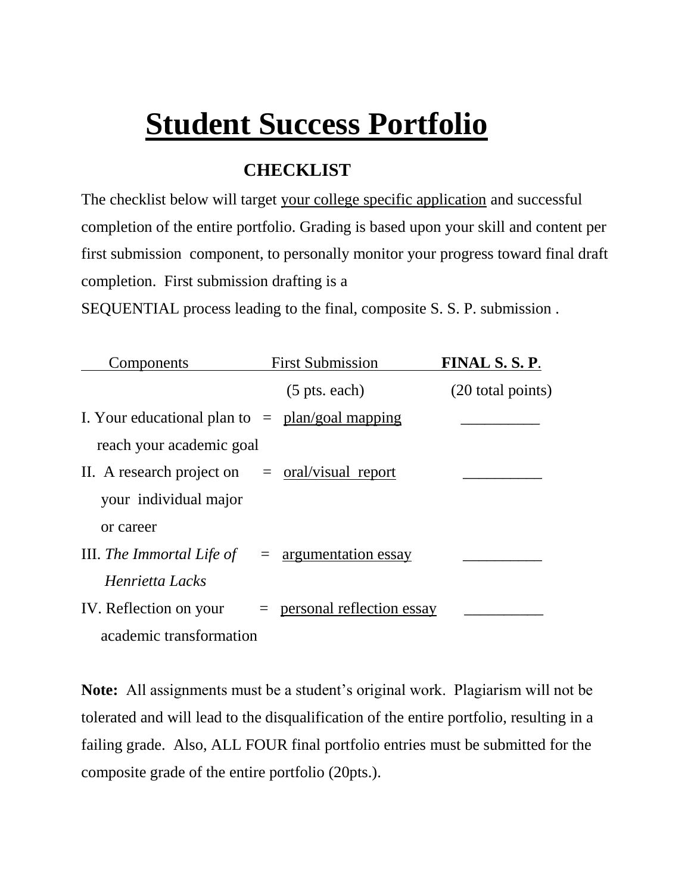# Student Success Portfolio

## CHECKLIST

The checklist below will target your college specific application and successful completion of the entire portfolio. Grading is based upon your skill and content per first submission component, to personally monitor your progress toward final draft completion. First submission drafting is a SEQUENTIAL process leading to the final, composite S. S. P. submission .

| Components | | First Submission (5 pts. each) | **FINAL S. S. P.** (20 total points) |
|---|---|---|---|
| I. Your educational plan to reach your academic goal | = | plan/goal mapping | __________ |
| II. A research project on your individual major or career | = | oral/visual report | __________ |
| III. *The Immortal Life of Henrietta Lacks* | = | argumentation essay | __________ |
| IV. Reflection on your academic transformation | = | personal reflection essay | __________ |

**Note:** All assignments must be a student's original work. Plagiarism will not be tolerated and will lead to the disqualification of the entire portfolio, resulting in a failing grade. Also, ALL FOUR final portfolio entries must be submitted for the composite grade of the entire portfolio (20pts.).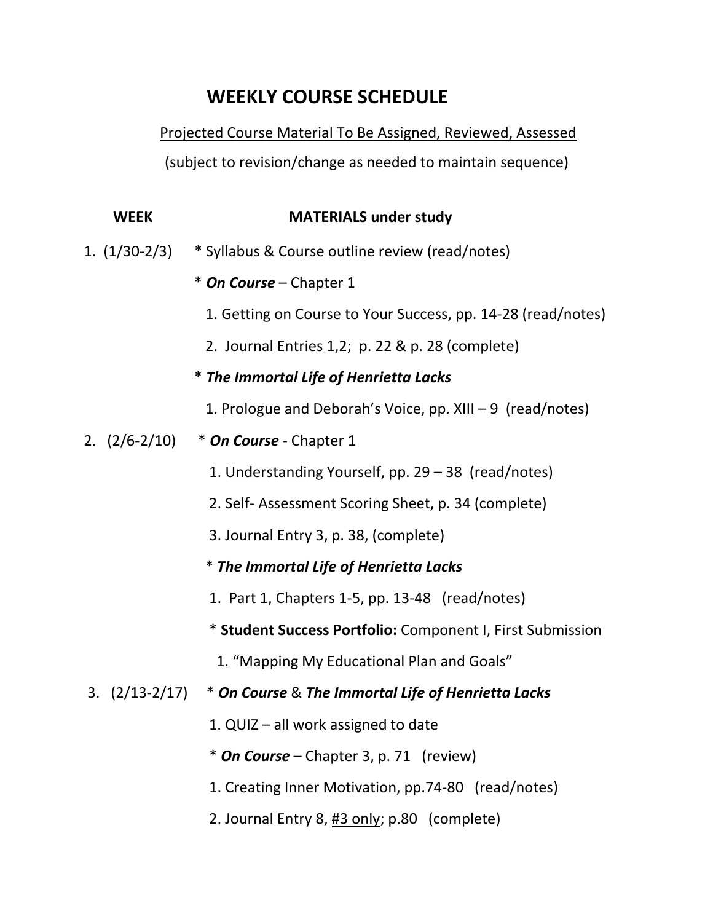# WEEKLY COURSE SCHEDULE

<u>Projected Course Material To Be Assigned, Reviewed, Assessed</u>

(subject to revision/change as needed to maintain sequence)

| WEEK | MATERIALS under study |
|---|---|
| 1. (1/30-2/3) | * Syllabus & Course outline review (read/notes) |
| | * ***On Course*** – Chapter 1 |
| | 1. Getting on Course to Your Success, pp. 14-28 (read/notes) |
| | 2. Journal Entries 1,2; p. 22 & p. 28 (complete) |
| | * ***The Immortal Life of Henrietta Lacks*** |
| | 1. Prologue and Deborah's Voice, pp. XIII – 9 (read/notes) |
| 2. (2/6-2/10) | * ***On Course*** - Chapter 1 |
| | 1. Understanding Yourself, pp. 29 – 38 (read/notes) |
| | 2. Self- Assessment Scoring Sheet, p. 34 (complete) |
| | 3. Journal Entry 3, p. 38, (complete) |
| | * ***The Immortal Life of Henrietta Lacks*** |
| | 1. Part 1, Chapters 1-5, pp. 13-48 (read/notes) |
| | * **Student Success Portfolio:** Component I, First Submission |
| | 1. "Mapping My Educational Plan and Goals" |
| 3. (2/13-2/17) | * ***On Course*** & ***The Immortal Life of Henrietta Lacks*** |
| | 1. QUIZ – all work assigned to date |
| | * ***On Course*** – Chapter 3, p. 71 (review) |
| | 1. Creating Inner Motivation, pp.74-80 (read/notes) |
| | 2. Journal Entry 8, <u>#3 only</u>; p.80 (complete) |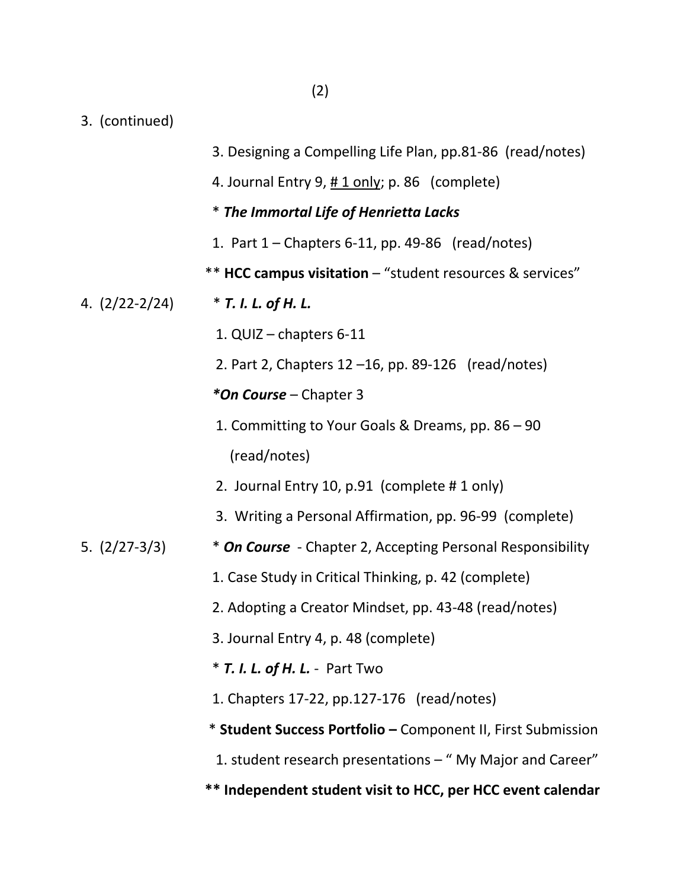3. (continued)

3. Designing a Compelling Life Plan, pp.81-86 (read/notes)

4. Journal Entry 9, <u># 1 only</u>; p. 86 (complete)

* ***The Immortal Life of Henrietta Lacks***

1. Part 1 – Chapters 6-11, pp. 49-86 (read/notes)

** **HCC campus visitation** – "student resources & services"

4. (2/22-2/24) * ***T. I. L. of H. L.***

1. QUIZ – chapters 6-11

2. Part 2, Chapters 12 –16, pp. 89-126 (read/notes)

****On Course*** – Chapter 3

1. Committing to Your Goals & Dreams, pp. 86 – 90 (read/notes)

2. Journal Entry 10, p.91 (complete # 1 only)

3. Writing a Personal Affirmation, pp. 96-99 (complete)

5. (2/27-3/3) * ***On Course*** - Chapter 2, Accepting Personal Responsibility

1. Case Study in Critical Thinking, p. 42 (complete)

2. Adopting a Creator Mindset, pp. 43-48 (read/notes)

3. Journal Entry 4, p. 48 (complete)

* ***T. I. L. of H. L.*** - Part Two

1. Chapters 17-22, pp.127-176 (read/notes)

* **Student Success Portfolio –** Component II, First Submission

1. student research presentations – " My Major and Career"

**** Independent student visit to HCC, per HCC event calendar**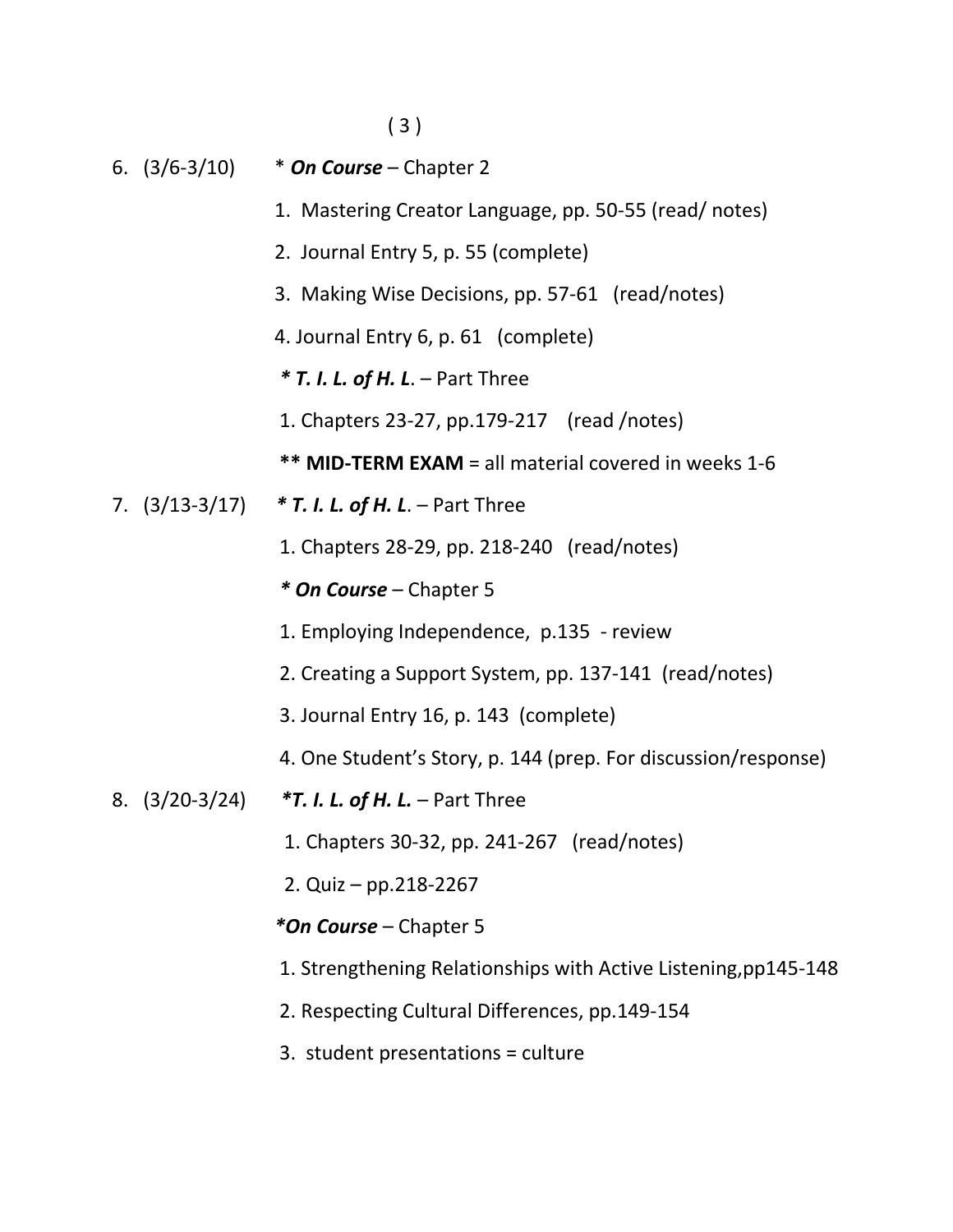6. (3/6-3/10) * ***On Course*** – Chapter 2

    1. Mastering Creator Language, pp. 50-55 (read/ notes)
    2. Journal Entry 5, p. 55 (complete)
    3. Making Wise Decisions, pp. 57-61 (read/notes)
    4. Journal Entry 6, p. 61 (complete)

    ***\* T. I. L. of H. L***. – Part Three

    1. Chapters 23-27, pp.179-217 (read /notes)

    **\*\* MID-TERM EXAM** = all material covered in weeks 1-6

7. (3/13-3/17) ***\* T. I. L. of H. L***. – Part Three

    1. Chapters 28-29, pp. 218-240 (read/notes)

    ***\* On Course*** – Chapter 5

    1. Employing Independence, p.135 - review
    2. Creating a Support System, pp. 137-141 (read/notes)
    3. Journal Entry 16, p. 143 (complete)
    4. One Student's Story, p. 144 (prep. For discussion/response)

8. (3/20-3/24) ***\*T. I. L. of H. L.*** – Part Three

    1. Chapters 30-32, pp. 241-267 (read/notes)
    2. Quiz – pp.218-2267

    ***\*On Course*** – Chapter 5

    1. Strengthening Relationships with Active Listening,pp145-148
    2. Respecting Cultural Differences, pp.149-154
    3. student presentations = culture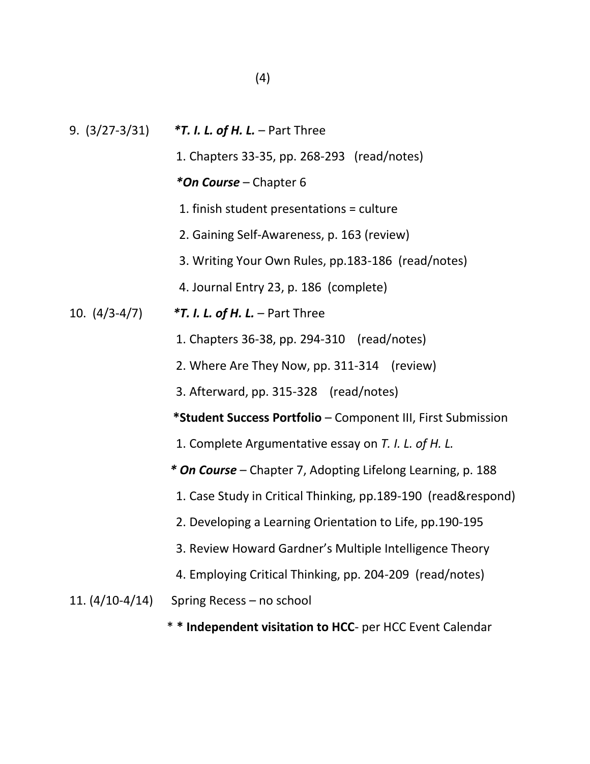9. (3/27-3/31) ***T. I. L. of H. L.*** – Part Three

   1. Chapters 33-35, pp. 268-293 (read/notes)

   ***On Course*** – Chapter 6

   1. finish student presentations = culture
   2. Gaining Self-Awareness, p. 163 (review)
   3. Writing Your Own Rules, pp.183-186 (read/notes)
   4. Journal Entry 23, p. 186 (complete)

10. (4/3-4/7) ***T. I. L. of H. L.*** – Part Three

   1. Chapters 36-38, pp. 294-310 (read/notes)
   2. Where Are They Now, pp. 311-314 (review)
   3. Afterward, pp. 315-328 (read/notes)

   ***Student Success Portfolio*** – Component III, First Submission

   1. Complete Argumentative essay on *T. I. L. of H. L.*

   ***On Course*** – Chapter 7, Adopting Lifelong Learning, p. 188

   1. Case Study in Critical Thinking, pp.189-190 (read&respond)
   2. Developing a Learning Orientation to Life, pp.190-195
   3. Review Howard Gardner's Multiple Intelligence Theory
   4. Employing Critical Thinking, pp. 204-209 (read/notes)

11. (4/10-4/14) Spring Recess – no school

   * **Independent visitation to HCC**- per HCC Event Calendar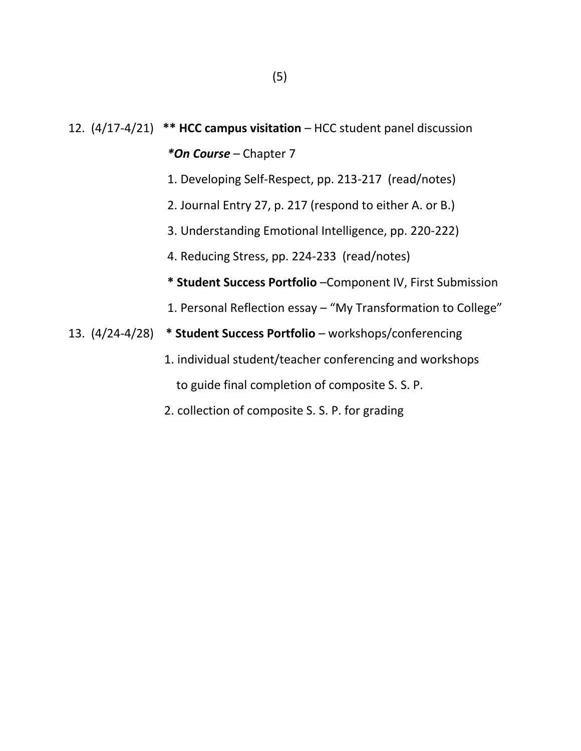12. (4/17-4/21) **** HCC campus visitation** – HCC student panel discussion

    ***On Course*** – Chapter 7

    1. Developing Self-Respect, pp. 213-217 (read/notes)
    2. Journal Entry 27, p. 217 (respond to either A. or B.)
    3. Understanding Emotional Intelligence, pp. 220-222)
    4. Reducing Stress, pp. 224-233 (read/notes)

    *** Student Success Portfolio** –Component IV, First Submission

    1. Personal Reflection essay – "My Transformation to College"

13. (4/24-4/28) *** Student Success Portfolio** – workshops/conferencing

    1. individual student/teacher conferencing and workshops to guide final completion of composite S. S. P.
    2. collection of composite S. S. P. for grading